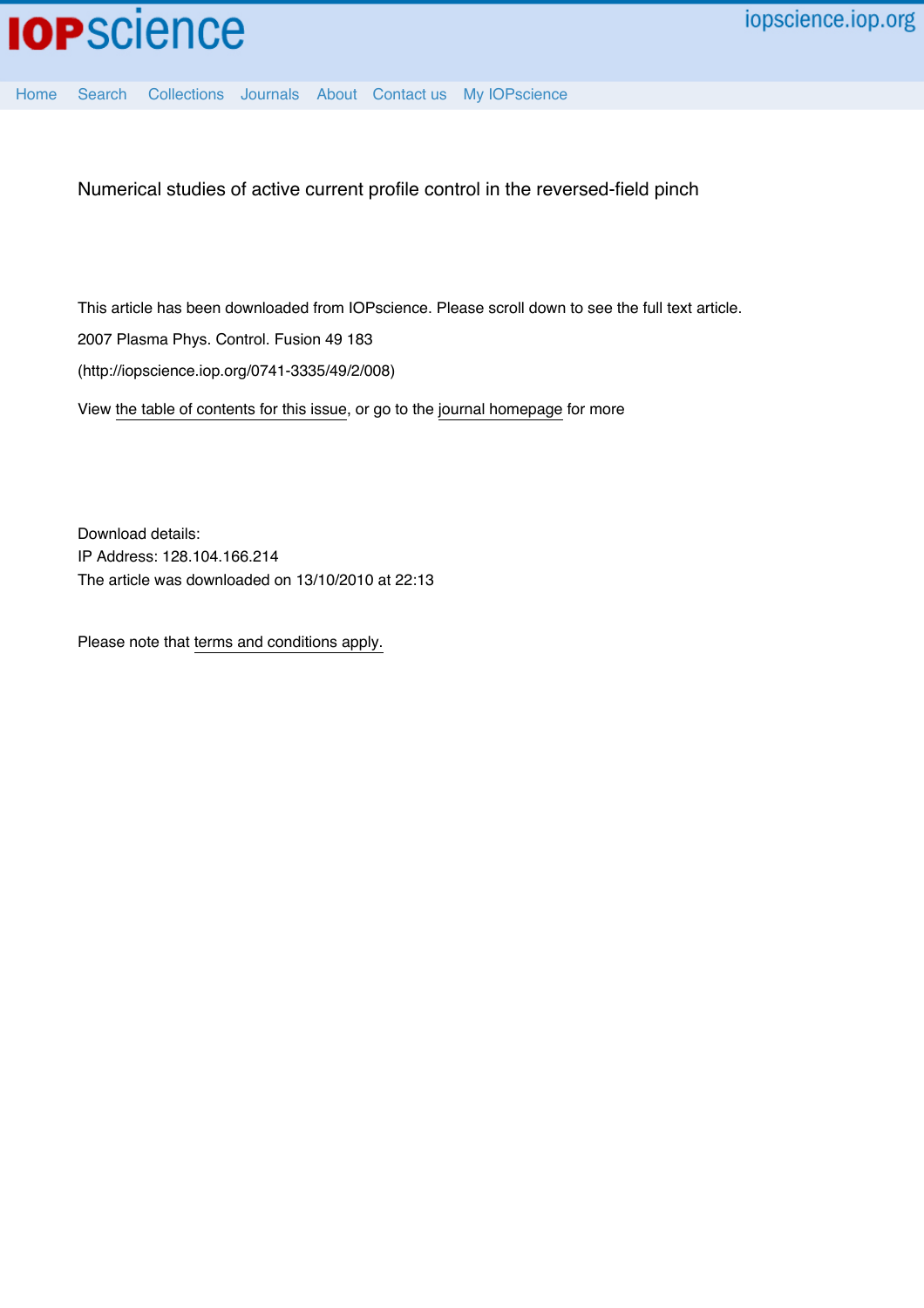# Numerical studies of active current profile control in the reversed-field pinch

This article has been downloaded from IOPscience. Please scroll down to see the full text article.

2007 Plasma Phys. Control. Fusion 49 183

(http://iopscience.iop.org/0741-3335/49/2/008)

View the table of contents for this issue, or go to the journal homepage for more

Download details:
IP Address: 128.104.166.214
The article was downloaded on 13/10/2010 at 22:13

Please note that terms and conditions apply.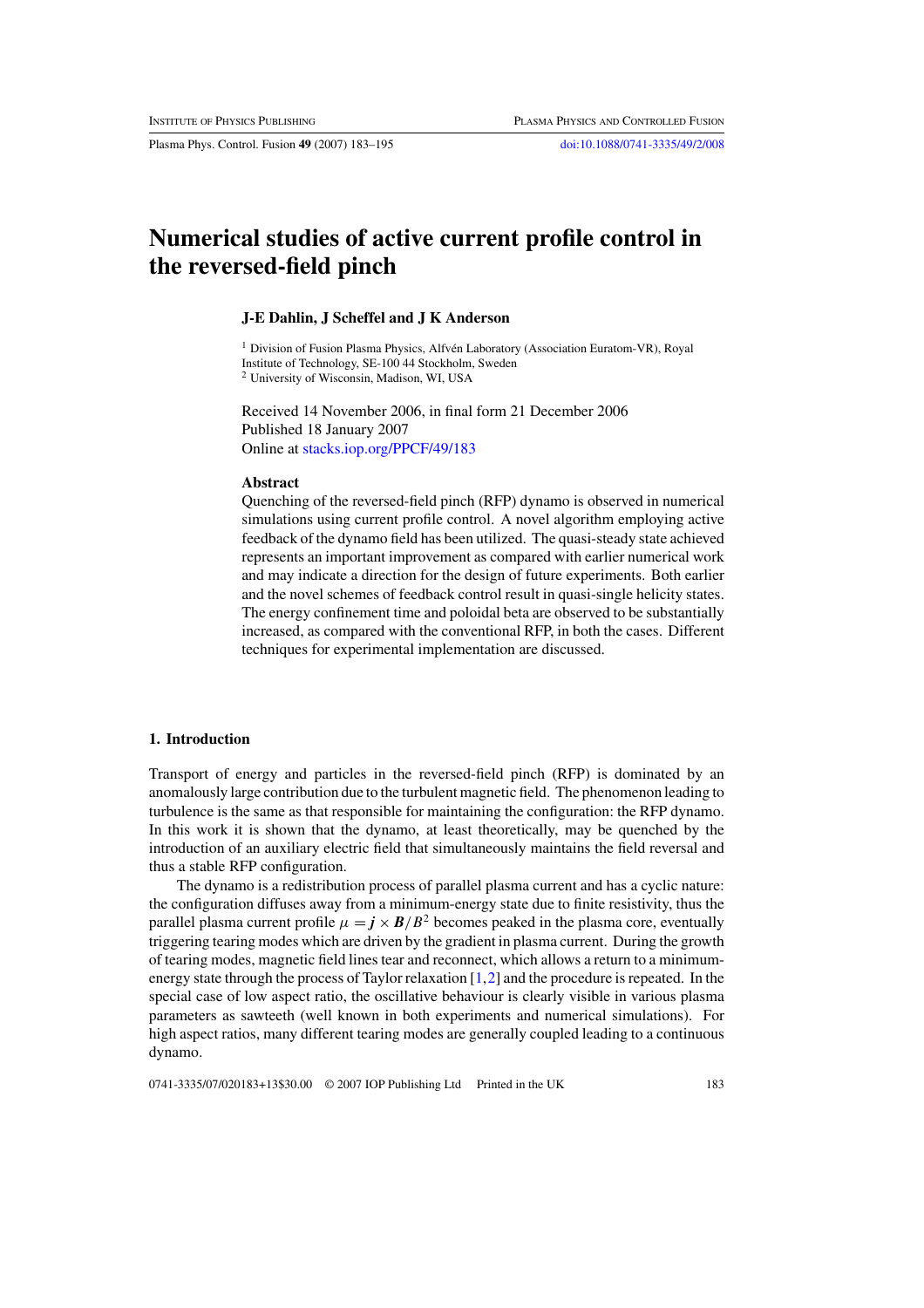# Numerical studies of active current profile control in the reversed-field pinch

**J-E Dahlin, J Scheffel and J K Anderson**

[1] Division of Fusion Plasma Physics, Alfvén Laboratory (Association Euratom-VR), Royal Institute of Technology, SE-100 44 Stockholm, Sweden
[2] University of Wisconsin, Madison, WI, USA

Received 14 November 2006, in final form 21 December 2006
Published 18 January 2007
Online at stacks.iop.org/PPCF/49/183

### Abstract

Quenching of the reversed-field pinch (RFP) dynamo is observed in numerical simulations using current profile control. A novel algorithm employing active feedback of the dynamo field has been utilized. The quasi-steady state achieved represents an important improvement as compared with earlier numerical work and may indicate a direction for the design of future experiments. Both earlier and the novel schemes of feedback control result in quasi-single helicity states. The energy confinement time and poloidal beta are observed to be substantially increased, as compared with the conventional RFP, in both the cases. Different techniques for experimental implementation are discussed.

## 1. Introduction

Transport of energy and particles in the reversed-field pinch (RFP) is dominated by an anomalously large contribution due to the turbulent magnetic field. The phenomenon leading to turbulence is the same as that responsible for maintaining the configuration: the RFP dynamo. In this work it is shown that the dynamo, at least theoretically, may be quenched by the introduction of an auxiliary electric field that simultaneously maintains the field reversal and thus a stable RFP configuration.

The dynamo is a redistribution process of parallel plasma current and has a cyclic nature: the configuration diffuses away from a minimum-energy state due to finite resistivity, thus the parallel plasma current profile $\mu = \boldsymbol{j} \times \boldsymbol{B}/B^2$ becomes peaked in the plasma core, eventually triggering tearing modes which are driven by the gradient in plasma current. During the growth of tearing modes, magnetic field lines tear and reconnect, which allows a return to a minimum-energy state through the process of Taylor relaxation [1,2] and the procedure is repeated. In the special case of low aspect ratio, the oscillative behaviour is clearly visible in various plasma parameters as sawteeth (well known in both experiments and numerical simulations). For high aspect ratios, many different tearing modes are generally coupled leading to a continuous dynamo.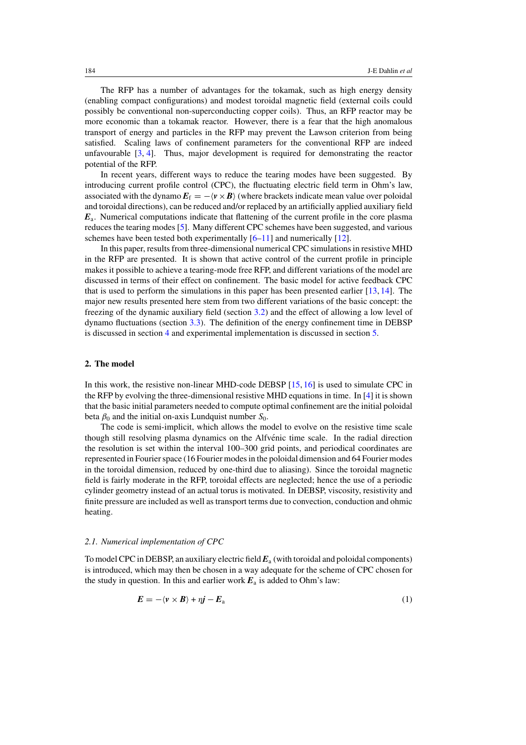The RFP has a number of advantages for the tokamak, such as high energy density (enabling compact configurations) and modest toroidal magnetic field (external coils could possibly be conventional non-superconducting copper coils). Thus, an RFP reactor may be more economic than a tokamak reactor. However, there is a fear that the high anomalous transport of energy and particles in the RFP may prevent the Lawson criterion from being satisfied. Scaling laws of confinement parameters for the conventional RFP are indeed unfavourable [3, 4]. Thus, major development is required for demonstrating the reactor potential of the RFP.

In recent years, different ways to reduce the tearing modes have been suggested. By introducing current profile control (CPC), the fluctuating electric field term in Ohm's law, associated with the dynamo $\boldsymbol{E}_{\rm f} = -\langle \boldsymbol{v} \times \boldsymbol{B} \rangle$ (where brackets indicate mean value over poloidal and toroidal directions), can be reduced and/or replaced by an artificially applied auxiliary field $\boldsymbol{E}_{\rm a}$. Numerical computations indicate that flattening of the current profile in the core plasma reduces the tearing modes [5]. Many different CPC schemes have been suggested, and various schemes have been tested both experimentally [6–11] and numerically [12].

In this paper, results from three-dimensional numerical CPC simulations in resistive MHD in the RFP are presented. It is shown that active control of the current profile in principle makes it possible to achieve a tearing-mode free RFP, and different variations of the model are discussed in terms of their effect on confinement. The basic model for active feedback CPC that is used to perform the simulations in this paper has been presented earlier [13, 14]. The major new results presented here stem from two different variations of the basic concept: the freezing of the dynamic auxiliary field (section 3.2) and the effect of allowing a low level of dynamo fluctuations (section 3.3). The definition of the energy confinement time in DEBSP is discussed in section 4 and experimental implementation is discussed in section 5.

## 2. The model

In this work, the resistive non-linear MHD-code DEBSP [15, 16] is used to simulate CPC in the RFP by evolving the three-dimensional resistive MHD equations in time. In [4] it is shown that the basic initial parameters needed to compute optimal confinement are the initial poloidal beta $\beta_0$ and the initial on-axis Lundquist number $S_0$.

The code is semi-implicit, which allows the model to evolve on the resistive time scale though still resolving plasma dynamics on the Alfvénic time scale. In the radial direction the resolution is set within the interval 100–300 grid points, and periodical coordinates are represented in Fourier space (16 Fourier modes in the poloidal dimension and 64 Fourier modes in the toroidal dimension, reduced by one-third due to aliasing). Since the toroidal magnetic field is fairly moderate in the RFP, toroidal effects are neglected; hence the use of a periodic cylinder geometry instead of an actual torus is motivated. In DEBSP, viscosity, resistivity and finite pressure are included as well as transport terms due to convection, conduction and ohmic heating.

### 2.1. Numerical implementation of CPC

To model CPC in DEBSP, an auxiliary electric field $\boldsymbol{E}_{\rm a}$ (with toroidal and poloidal components) is introduced, which may then be chosen in a way adequate for the scheme of CPC chosen for the study in question. In this and earlier work $\boldsymbol{E}_{\rm a}$ is added to Ohm's law:

$$\boldsymbol{E} = -\langle \boldsymbol{v} \times \boldsymbol{B} \rangle + \eta \boldsymbol{j} - \boldsymbol{E}_{\rm a} \tag{1}$$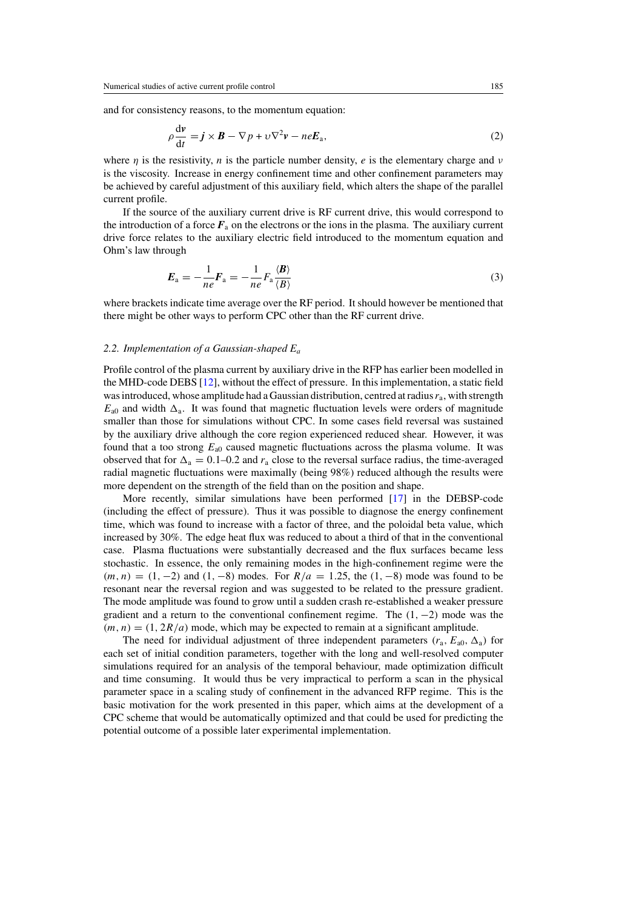and for consistency reasons, to the momentum equation:

$$\rho \frac{\mathrm{d}\boldsymbol{v}}{\mathrm{d}t} = \boldsymbol{j} \times \boldsymbol{B} - \nabla p + \upsilon \nabla^2 \boldsymbol{v} - ne\boldsymbol{E}_\mathrm{a}, \tag{2}$$

where $\eta$ is the resistivity, $n$ is the particle number density, $e$ is the elementary charge and $\upsilon$ is the viscosity. Increase in energy confinement time and other confinement parameters may be achieved by careful adjustment of this auxiliary field, which alters the shape of the parallel current profile.

If the source of the auxiliary current drive is RF current drive, this would correspond to the introduction of a force $\boldsymbol{F}_\mathrm{a}$ on the electrons or the ions in the plasma. The auxiliary current drive force relates to the auxiliary electric field introduced to the momentum equation and Ohm's law through

$$\boldsymbol{E}_\mathrm{a} = -\frac{1}{ne}\boldsymbol{F}_\mathrm{a} = -\frac{1}{ne}F_\mathrm{a}\frac{\langle \boldsymbol{B} \rangle}{\langle B \rangle} \tag{3}$$

where brackets indicate time average over the RF period. It should however be mentioned that there might be other ways to perform CPC other than the RF current drive.

### 2.2. Implementation of a Gaussian-shaped $E_a$

Profile control of the plasma current by auxiliary drive in the RFP has earlier been modelled in the MHD-code DEBS [12], without the effect of pressure. In this implementation, a static field was introduced, whose amplitude had a Gaussian distribution, centred at radius $r_\mathrm{a}$, with strength $E_{\mathrm{a}0}$ and width $\Delta_\mathrm{a}$. It was found that magnetic fluctuation levels were orders of magnitude smaller than those for simulations without CPC. In some cases field reversal was sustained by the auxiliary drive although the core region experienced reduced shear. However, it was found that a too strong $E_{\mathrm{a}0}$ caused magnetic fluctuations across the plasma volume. It was observed that for $\Delta_\mathrm{a} = 0.1$–$0.2$ and $r_\mathrm{a}$ close to the reversal surface radius, the time-averaged radial magnetic fluctuations were maximally (being 98%) reduced although the results were more dependent on the strength of the field than on the position and shape.

More recently, similar simulations have been performed [17] in the DEBSP-code (including the effect of pressure). Thus it was possible to diagnose the energy confinement time, which was found to increase with a factor of three, and the poloidal beta value, which increased by 30%. The edge heat flux was reduced to about a third of that in the conventional case. Plasma fluctuations were substantially decreased and the flux surfaces became less stochastic. In essence, the only remaining modes in the high-confinement regime were the $(m, n) = (1, -2)$ and $(1, -8)$ modes. For $R/a = 1.25$, the $(1, -8)$ mode was found to be resonant near the reversal region and was suggested to be related to the pressure gradient. The mode amplitude was found to grow until a sudden crash re-established a weaker pressure gradient and a return to the conventional confinement regime. The $(1, -2)$ mode was the $(m, n) = (1, 2R/a)$ mode, which may be expected to remain at a significant amplitude.

The need for individual adjustment of three independent parameters ($r_\mathrm{a}$, $E_{\mathrm{a}0}$, $\Delta_\mathrm{a}$) for each set of initial condition parameters, together with the long and well-resolved computer simulations required for an analysis of the temporal behaviour, made optimization difficult and time consuming. It would thus be very impractical to perform a scan in the physical parameter space in a scaling study of confinement in the advanced RFP regime. This is the basic motivation for the work presented in this paper, which aims at the development of a CPC scheme that would be automatically optimized and that could be used for predicting the potential outcome of a possible later experimental implementation.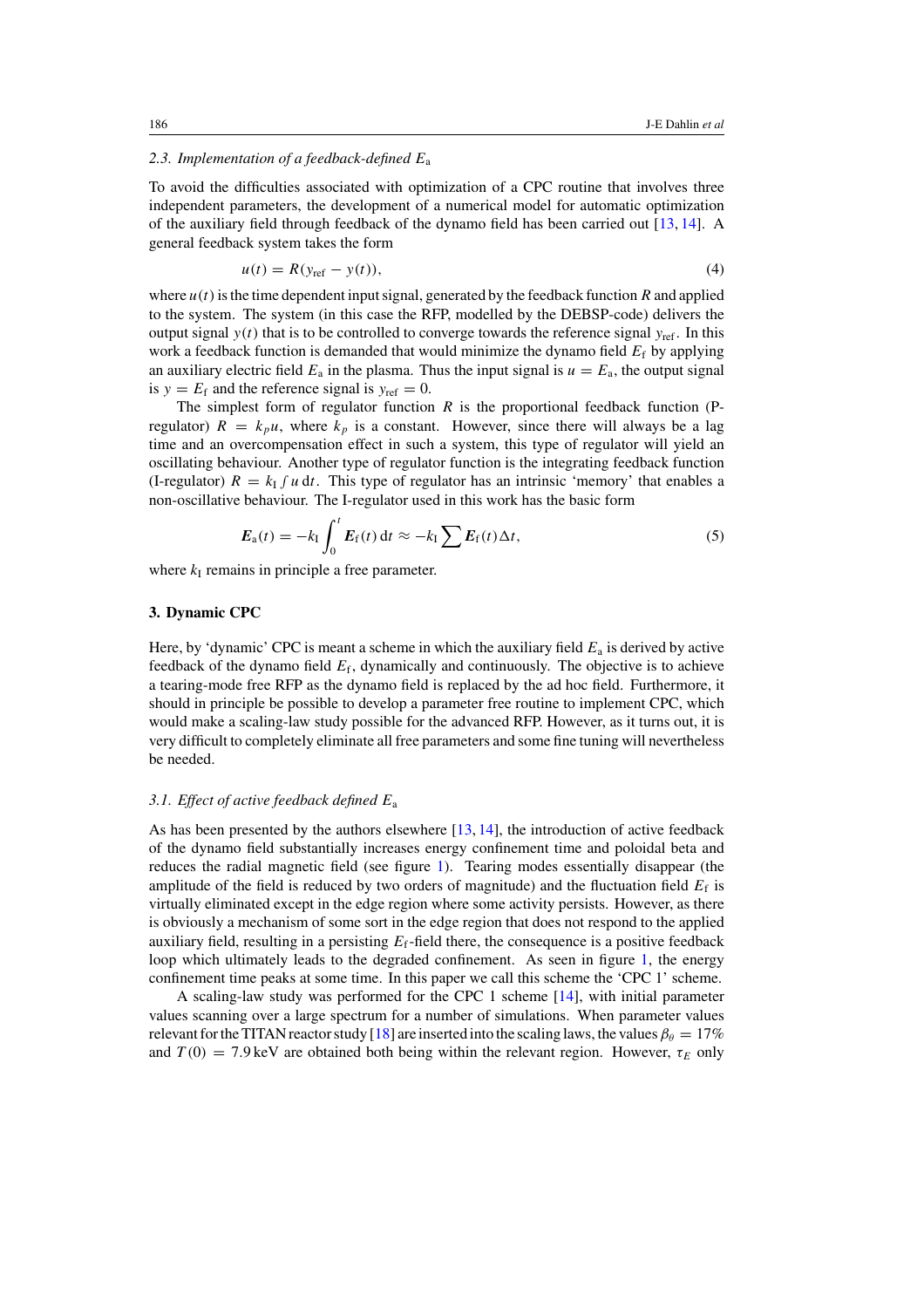### 2.3. Implementation of a feedback-defined $E_a$

To avoid the difficulties associated with optimization of a CPC routine that involves three independent parameters, the development of a numerical model for automatic optimization of the auxiliary field through feedback of the dynamo field has been carried out [13, 14]. A general feedback system takes the form

$$u(t) = R(y_{ref} - y(t)), \tag{4}$$

where $u(t)$ is the time dependent input signal, generated by the feedback function $R$ and applied to the system. The system (in this case the RFP, modelled by the DEBSP-code) delivers the output signal $y(t)$ that is to be controlled to converge towards the reference signal $y_{ref}$. In this work a feedback function is demanded that would minimize the dynamo field $E_f$ by applying an auxiliary electric field $E_a$ in the plasma. Thus the input signal is $u = E_a$, the output signal is $y = E_f$ and the reference signal is $y_{ref} = 0$.

The simplest form of regulator function $R$ is the proportional feedback function (P-regulator) $R = k_p u$, where $k_p$ is a constant. However, since there will always be a lag time and an overcompensation effect in such a system, this type of regulator will yield an oscillating behaviour. Another type of regulator function is the integrating feedback function (I-regulator) $R = k_I \int u \, dt$. This type of regulator has an intrinsic 'memory' that enables a non-oscillative behaviour. The I-regulator used in this work has the basic form

$$\boldsymbol{E}_a(t) = -k_I \int_0^t \boldsymbol{E}_f(t) \, dt \approx -k_I \sum \boldsymbol{E}_f(t) \Delta t, \tag{5}$$

where $k_I$ remains in principle a free parameter.

## 3. Dynamic CPC

Here, by 'dynamic' CPC is meant a scheme in which the auxiliary field $E_a$ is derived by active feedback of the dynamo field $E_f$, dynamically and continuously. The objective is to achieve a tearing-mode free RFP as the dynamo field is replaced by the ad hoc field. Furthermore, it should in principle be possible to develop a parameter free routine to implement CPC, which would make a scaling-law study possible for the advanced RFP. However, as it turns out, it is very difficult to completely eliminate all free parameters and some fine tuning will nevertheless be needed.

### 3.1. Effect of active feedback defined $E_a$

As has been presented by the authors elsewhere [13, 14], the introduction of active feedback of the dynamo field substantially increases energy confinement time and poloidal beta and reduces the radial magnetic field (see figure 1). Tearing modes essentially disappear (the amplitude of the field is reduced by two orders of magnitude) and the fluctuation field $E_f$ is virtually eliminated except in the edge region where some activity persists. However, as there is obviously a mechanism of some sort in the edge region that does not respond to the applied auxiliary field, resulting in a persisting $E_f$-field there, the consequence is a positive feedback loop which ultimately leads to the degraded confinement. As seen in figure 1, the energy confinement time peaks at some time. In this paper we call this scheme the 'CPC 1' scheme.

A scaling-law study was performed for the CPC 1 scheme [14], with initial parameter values scanning over a large spectrum for a number of simulations. When parameter values relevant for the TITAN reactor study [18] are inserted into the scaling laws, the values $\beta_\theta = 17\%$ and $T(0) = 7.9$ keV are obtained both being within the relevant region. However, $\tau_E$ only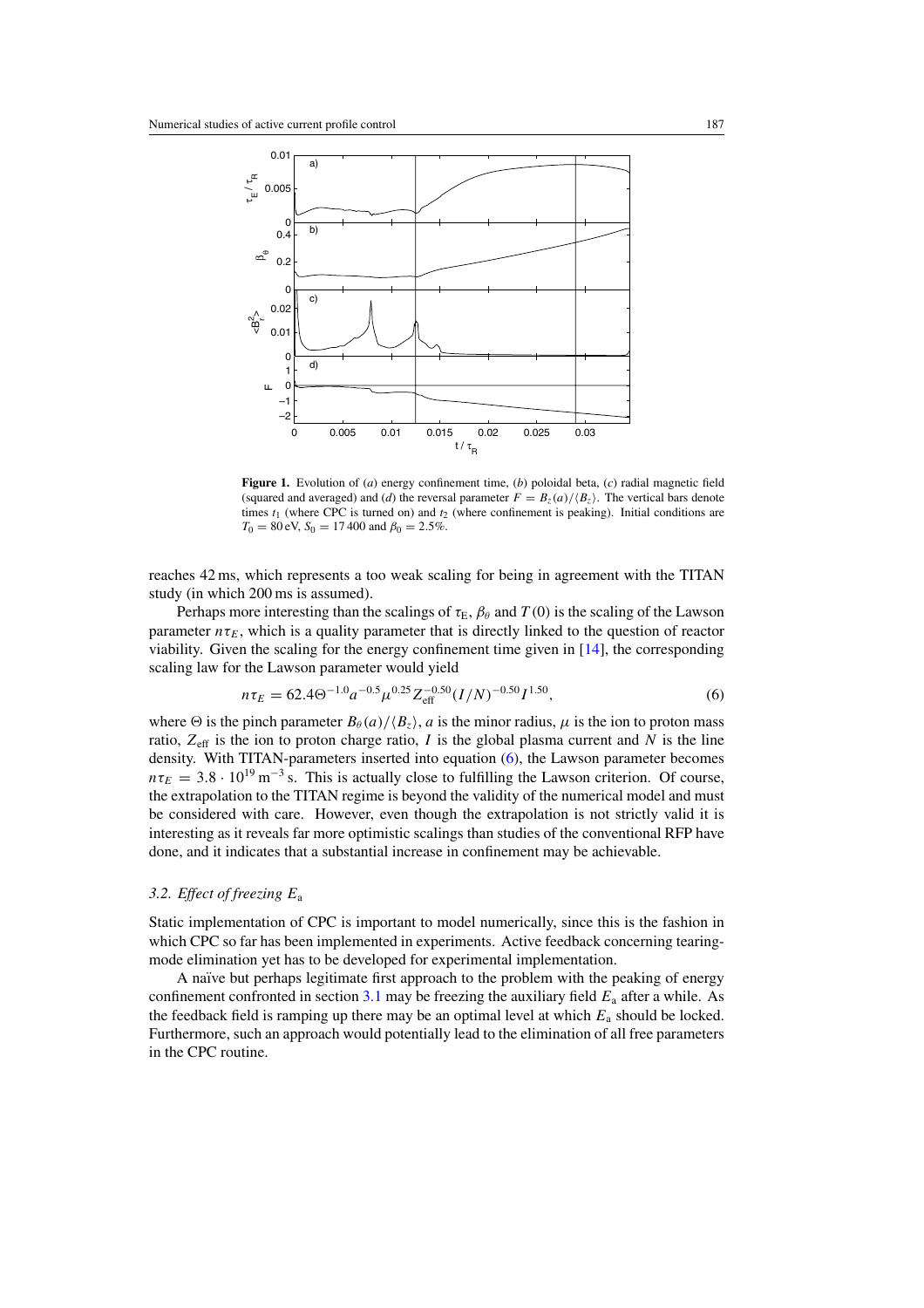**Figure 1.** Evolution of (*a*) energy confinement time, (*b*) poloidal beta, (*c*) radial magnetic field (squared and averaged) and (*d*) the reversal parameter $F = B_z(a)/\langle B_z \rangle$. The vertical bars denote times $t_1$ (where CPC is turned on) and $t_2$ (where confinement is peaking). Initial conditions are $T_0 = 80$ eV, $S_0 = 17\,400$ and $\beta_0 = 2.5\%$.

reaches 42 ms, which represents a too weak scaling for being in agreement with the TITAN study (in which 200 ms is assumed).

Perhaps more interesting than the scalings of $\tau_E$, $\beta_\theta$ and $T(0)$ is the scaling of the Lawson parameter $n\tau_E$, which is a quality parameter that is directly linked to the question of reactor viability. Given the scaling for the energy confinement time given in [14], the corresponding scaling law for the Lawson parameter would yield

$$n\tau_E = 62.4\Theta^{-1.0}a^{-0.5}\mu^{0.25}Z_{\text{eff}}^{-0.50}(I/N)^{-0.50}I^{1.50}, \tag{6}$$

where $\Theta$ is the pinch parameter $B_\theta(a)/\langle B_z \rangle$, $a$ is the minor radius, $\mu$ is the ion to proton mass ratio, $Z_{\text{eff}}$ is the ion to proton charge ratio, $I$ is the global plasma current and $N$ is the line density. With TITAN-parameters inserted into equation (6), the Lawson parameter becomes $n\tau_E = 3.8 \cdot 10^{19}\,\text{m}^{-3}\,\text{s}$. This is actually close to fulfilling the Lawson criterion. Of course, the extrapolation to the TITAN regime is beyond the validity of the numerical model and must be considered with care. However, even though the extrapolation is not strictly valid it is interesting as it reveals far more optimistic scalings than studies of the conventional RFP have done, and it indicates that a substantial increase in confinement may be achievable.

### *3.2. Effect of freezing $E_a$*

Static implementation of CPC is important to model numerically, since this is the fashion in which CPC so far has been implemented in experiments. Active feedback concerning tearing-mode elimination yet has to be developed for experimental implementation.

A naïve but perhaps legitimate first approach to the problem with the peaking of energy confinement confronted in section 3.1 may be freezing the auxiliary field $E_a$ after a while. As the feedback field is ramping up there may be an optimal level at which $E_a$ should be locked. Furthermore, such an approach would potentially lead to the elimination of all free parameters in the CPC routine.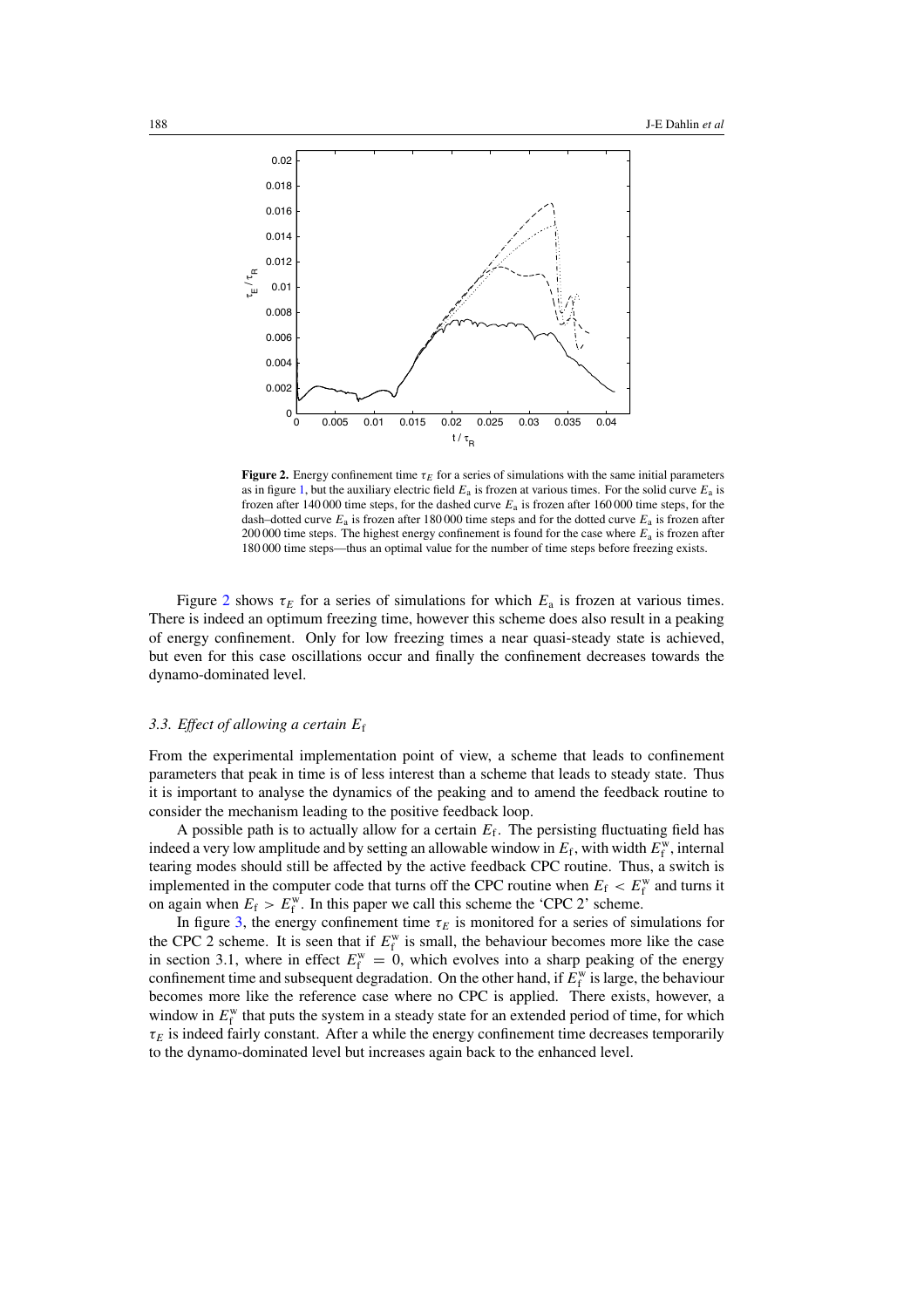**Figure 2.** Energy confinement time $\tau_E$ for a series of simulations with the same initial parameters as in figure 1, but the auxiliary electric field $E_a$ is frozen at various times. For the solid curve $E_a$ is frozen after 140 000 time steps, for the dashed curve $E_a$ is frozen after 160 000 time steps, for the dash–dotted curve $E_a$ is frozen after 180 000 time steps and for the dotted curve $E_a$ is frozen after 200 000 time steps. The highest energy confinement is found for the case where $E_a$ is frozen after 180 000 time steps—thus an optimal value for the number of time steps before freezing exists.

Figure 2 shows $\tau_E$ for a series of simulations for which $E_a$ is frozen at various times. There is indeed an optimum freezing time, however this scheme does also result in a peaking of energy confinement. Only for low freezing times a near quasi-steady state is achieved, but even for this case oscillations occur and finally the confinement decreases towards the dynamo-dominated level.

### *3.3. Effect of allowing a certain $E_f$*

From the experimental implementation point of view, a scheme that leads to confinement parameters that peak in time is of less interest than a scheme that leads to steady state. Thus it is important to analyse the dynamics of the peaking and to amend the feedback routine to consider the mechanism leading to the positive feedback loop.

A possible path is to actually allow for a certain $E_f$. The persisting fluctuating field has indeed a very low amplitude and by setting an allowable window in $E_f$, with width $E_f^w$, internal tearing modes should still be affected by the active feedback CPC routine. Thus, a switch is implemented in the computer code that turns off the CPC routine when $E_f < E_f^w$ and turns it on again when $E_f > E_f^w$. In this paper we call this scheme the 'CPC 2' scheme.

In figure 3, the energy confinement time $\tau_E$ is monitored for a series of simulations for the CPC 2 scheme. It is seen that if $E_f^w$ is small, the behaviour becomes more like the case in section 3.1, where in effect $E_f^w = 0$, which evolves into a sharp peaking of the energy confinement time and subsequent degradation. On the other hand, if $E_f^w$ is large, the behaviour becomes more like the reference case where no CPC is applied. There exists, however, a window in $E_f^w$ that puts the system in a steady state for an extended period of time, for which $\tau_E$ is indeed fairly constant. After a while the energy confinement time decreases temporarily to the dynamo-dominated level but increases again back to the enhanced level.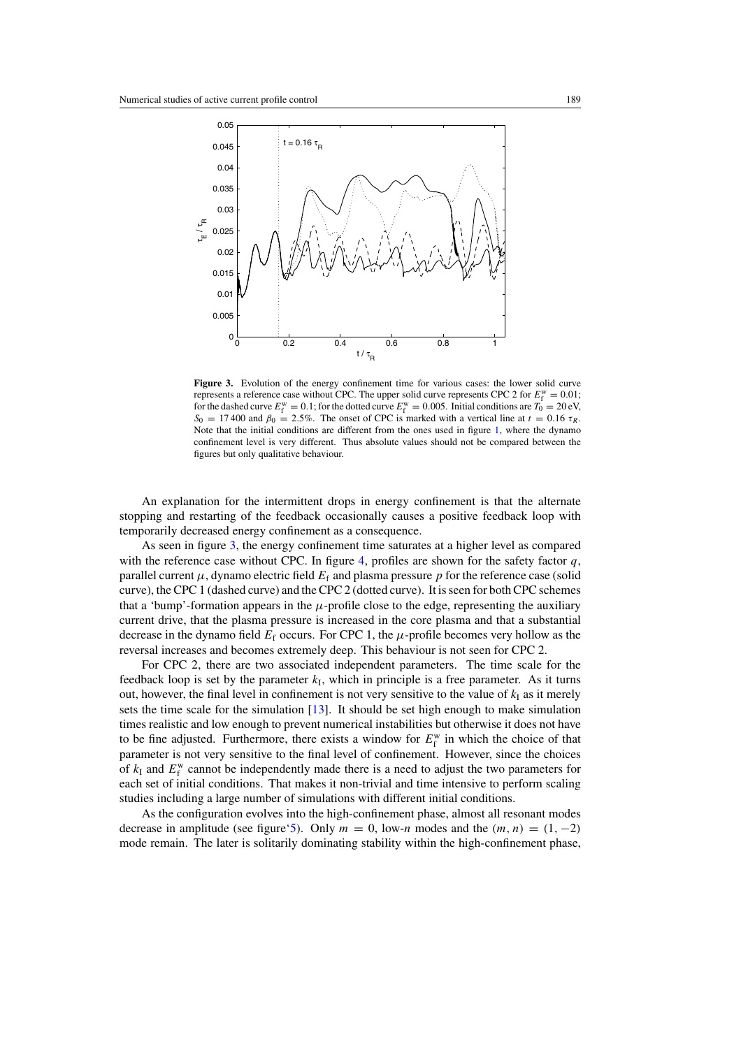**Figure 3.** Evolution of the energy confinement time for various cases: the lower solid curve represents a reference case without CPC. The upper solid curve represents CPC 2 for $E_f^w = 0.01$; for the dashed curve $E_f^w = 0.1$; for the dotted curve $E_f^w = 0.005$. Initial conditions are $T_0 = 20$ eV, $S_0 = 17\,400$ and $\beta_0 = 2.5\%$. The onset of CPC is marked with a vertical line at $t = 0.16\ \tau_R$. Note that the initial conditions are different from the ones used in figure 1, where the dynamo confinement level is very different. Thus absolute values should not be compared between the figures but only qualitative behaviour.

An explanation for the intermittent drops in energy confinement is that the alternate stopping and restarting of the feedback occasionally causes a positive feedback loop with temporarily decreased energy confinement as a consequence.

As seen in figure 3, the energy confinement time saturates at a higher level as compared with the reference case without CPC. In figure 4, profiles are shown for the safety factor $q$, parallel current $\mu$, dynamo electric field $E_f$ and plasma pressure $p$ for the reference case (solid curve), the CPC 1 (dashed curve) and the CPC 2 (dotted curve). It is seen for both CPC schemes that a 'bump'-formation appears in the $\mu$-profile close to the edge, representing the auxiliary current drive, that the plasma pressure is increased in the core plasma and that a substantial decrease in the dynamo field $E_f$ occurs. For CPC 1, the $\mu$-profile becomes very hollow as the reversal increases and becomes extremely deep. This behaviour is not seen for CPC 2.

For CPC 2, there are two associated independent parameters. The time scale for the feedback loop is set by the parameter $k_I$, which in principle is a free parameter. As it turns out, however, the final level in confinement is not very sensitive to the value of $k_I$ as it merely sets the time scale for the simulation [13]. It should be set high enough to make simulation times realistic and low enough to prevent numerical instabilities but otherwise it does not have to be fine adjusted. Furthermore, there exists a window for $E_f^w$ in which the choice of that parameter is not very sensitive to the final level of confinement. However, since the choices of $k_I$ and $E_f^w$ cannot be independently made there is a need to adjust the two parameters for each set of initial conditions. That makes it non-trivial and time intensive to perform scaling studies including a large number of simulations with different initial conditions.

As the configuration evolves into the high-confinement phase, almost all resonant modes decrease in amplitude (see figure'5). Only $m = 0$, low-$n$ modes and the $(m, n) = (1, -2)$ mode remain. The later is solitarily dominating stability within the high-confinement phase,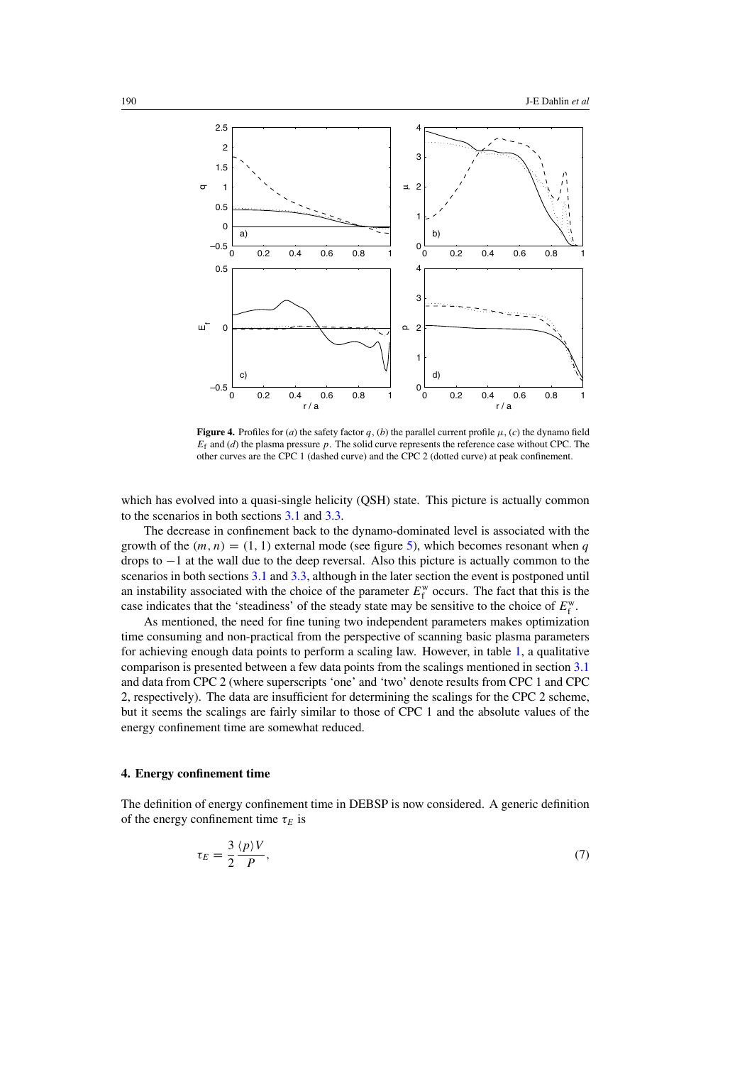**Figure 4.** Profiles for (*a*) the safety factor $q$, (*b*) the parallel current profile $\mu$, (*c*) the dynamo field $E_f$ and (*d*) the plasma pressure $p$. The solid curve represents the reference case without CPC. The other curves are the CPC 1 (dashed curve) and the CPC 2 (dotted curve) at peak confinement.

which has evolved into a quasi-single helicity (QSH) state. This picture is actually common to the scenarios in both sections 3.1 and 3.3.

The decrease in confinement back to the dynamo-dominated level is associated with the growth of the $(m, n) = (1, 1)$ external mode (see figure 5), which becomes resonant when $q$ drops to $-1$ at the wall due to the deep reversal. Also this picture is actually common to the scenarios in both sections 3.1 and 3.3, although in the later section the event is postponed until an instability associated with the choice of the parameter $E_f^w$ occurs. The fact that this is the case indicates that the 'steadiness' of the steady state may be sensitive to the choice of $E_f^w$.

As mentioned, the need for fine tuning two independent parameters makes optimization time consuming and non-practical from the perspective of scanning basic plasma parameters for achieving enough data points to perform a scaling law. However, in table 1, a qualitative comparison is presented between a few data points from the scalings mentioned in section 3.1 and data from CPC 2 (where superscripts 'one' and 'two' denote results from CPC 1 and CPC 2, respectively). The data are insufficient for determining the scalings for the CPC 2 scheme, but it seems the scalings are fairly similar to those of CPC 1 and the absolute values of the energy confinement time are somewhat reduced.

## 4. Energy confinement time

The definition of energy confinement time in DEBSP is now considered. A generic definition of the energy confinement time $\tau_E$ is

$$\tau_E = \frac{3}{2}\frac{\langle p\rangle V}{P}, \tag{7}$$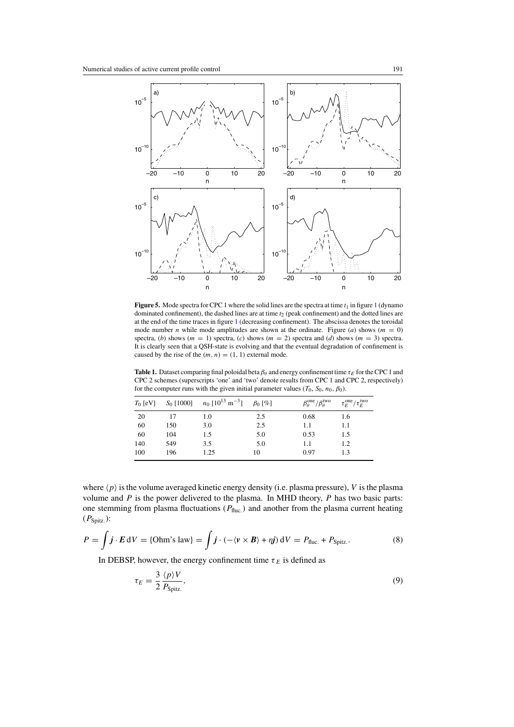**Figure 5.** Mode spectra for CPC 1 where the solid lines are the spectra at time $t_1$ in figure 1 (dynamo dominated confinement), the dashed lines are at time $t_2$ (peak confinement) and the dotted lines are at the end of the time traces in figure 1 (decreasing confinement). The abscissa denotes the toroidal mode number $n$ while mode amplitudes are shown at the ordinate. Figure (*a*) shows ($m = 0$) spectra, (*b*) shows ($m = 1$) spectra, (*c*) shows ($m = 2$) spectra and (*d*) shows ($m = 3$) spectra. It is clearly seen that a QSH-state is evolving and that the eventual degradation of confinement is caused by the rise of the $(m, n) = (1, 1)$ external mode.

**Table 1.** Dataset comparing final poloidal beta $\beta_\theta$ and energy confinement time $\tau_E$ for the CPC 1 and CPC 2 schemes (superscripts 'one' and 'two' denote results from CPC 1 and CPC 2, respectively) for the computer runs with the given initial parameter values ($T_0$, $S_0$, $n_0$, $\beta_0$).

| $T_0$ [eV] | $S_0$ [1000] | $n_0$ [$10^{13}$ m$^{-3}$] | $\beta_0$ [%] | $\beta_\theta^{\text{one}}/\beta_\theta^{\text{two}}$ | $\tau_E^{\text{one}}/\tau_E^{\text{two}}$ |
|---|---|---|---|---|---|
| 20 | 17 | 1.0 | 2.5 | 0.68 | 1.6 |
| 60 | 150 | 3.0 | 2.5 | 1.1 | 1.1 |
| 60 | 104 | 1.5 | 5.0 | 0.53 | 1.5 |
| 140 | 549 | 3.5 | 5.0 | 1.1 | 1.2 |
| 100 | 196 | 1.25 | 10 | 0.97 | 1.3 |

where $\langle p \rangle$ is the volume averaged kinetic energy density (i.e. plasma pressure), $V$ is the plasma volume and $P$ is the power delivered to the plasma. In MHD theory, $P$ has two basic parts: one stemming from plasma fluctuations ($P_{\text{fluc.}}$) and another from the plasma current heating ($P_{\text{Spitz.}}$):

$$P = \int \boldsymbol{j} \cdot \boldsymbol{E} \, \mathrm{d}V = \{\text{Ohm's law}\} = \int \boldsymbol{j} \cdot (-\langle \boldsymbol{v} \times \boldsymbol{B} \rangle + \eta \boldsymbol{j}) \, \mathrm{d}V = P_{\text{fluc.}} + P_{\text{Spitz.}}. \tag{8}$$

In DEBSP, however, the energy confinement time $\tau_E$ is defined as

$$\tau_E = \frac{3}{2} \frac{\langle p \rangle V}{P_{\text{Spitz.}}}, \tag{9}$$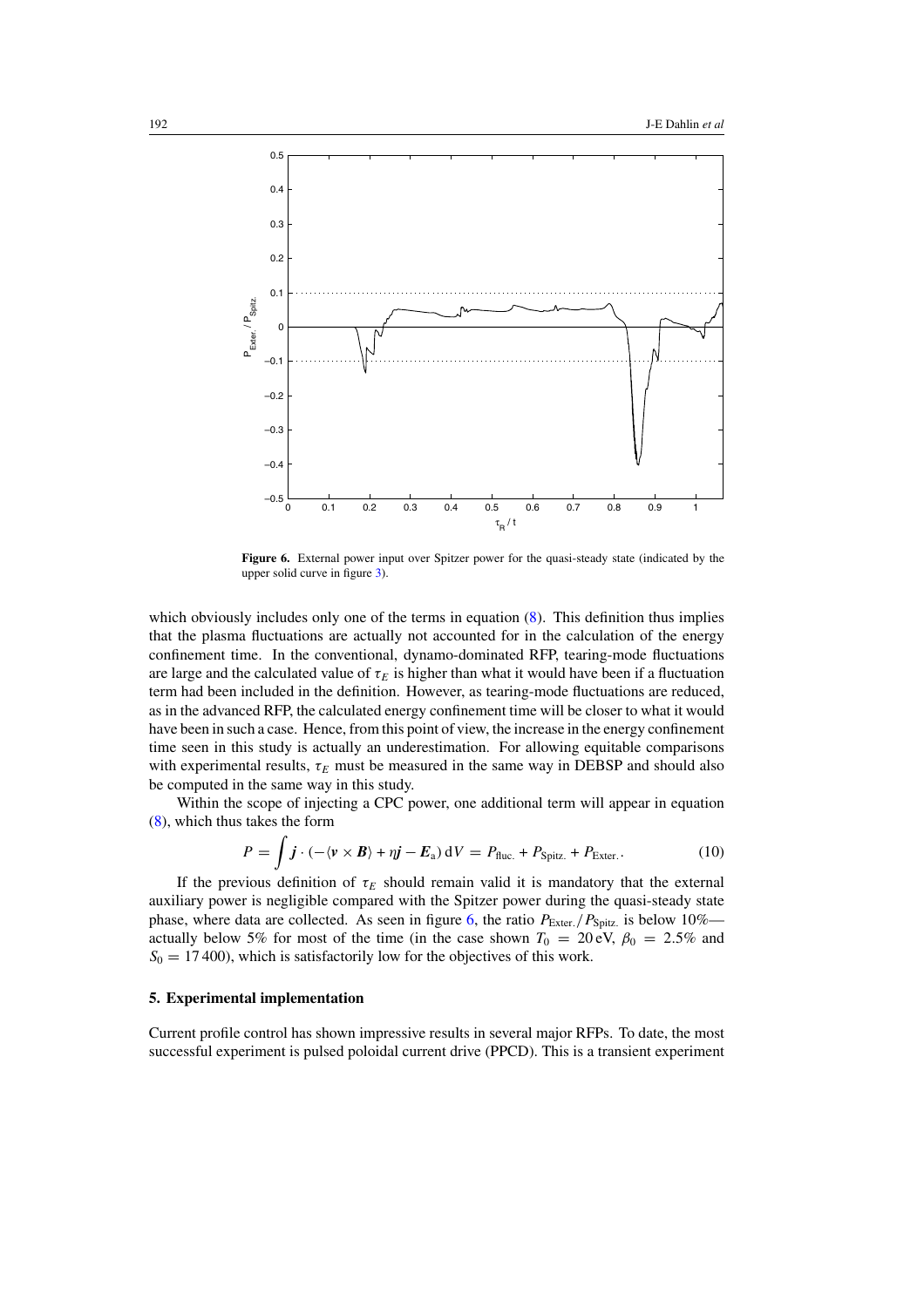**Figure 6.** External power input over Spitzer power for the quasi-steady state (indicated by the upper solid curve in figure 3).

which obviously includes only one of the terms in equation (8). This definition thus implies that the plasma fluctuations are actually not accounted for in the calculation of the energy confinement time. In the conventional, dynamo-dominated RFP, tearing-mode fluctuations are large and the calculated value of $\tau_E$ is higher than what it would have been if a fluctuation term had been included in the definition. However, as tearing-mode fluctuations are reduced, as in the advanced RFP, the calculated energy confinement time will be closer to what it would have been in such a case. Hence, from this point of view, the increase in the energy confinement time seen in this study is actually an underestimation. For allowing equitable comparisons with experimental results, $\tau_E$ must be measured in the same way in DEBSP and should also be computed in the same way in this study.

Within the scope of injecting a CPC power, one additional term will appear in equation (8), which thus takes the form

$$P = \int \boldsymbol{j} \cdot (-\langle \boldsymbol{v} \times \boldsymbol{B} \rangle + \eta \boldsymbol{j} - \boldsymbol{E}_{\mathrm{a}})\, \mathrm{d}V = P_{\mathrm{fluc.}} + P_{\mathrm{Spitz.}} + P_{\mathrm{Exter.}}. \tag{10}$$

If the previous definition of $\tau_E$ should remain valid it is mandatory that the external auxiliary power is negligible compared with the Spitzer power during the quasi-steady state phase, where data are collected. As seen in figure 6, the ratio $P_{\mathrm{Exter.}}/P_{\mathrm{Spitz.}}$ is below 10%—actually below 5% for most of the time (in the case shown $T_0 = 20\,\mathrm{eV}$, $\beta_0 = 2.5\%$ and $S_0 = 17\,400$), which is satisfactorily low for the objectives of this work.

## 5. Experimental implementation

Current profile control has shown impressive results in several major RFPs. To date, the most successful experiment is pulsed poloidal current drive (PPCD). This is a transient experiment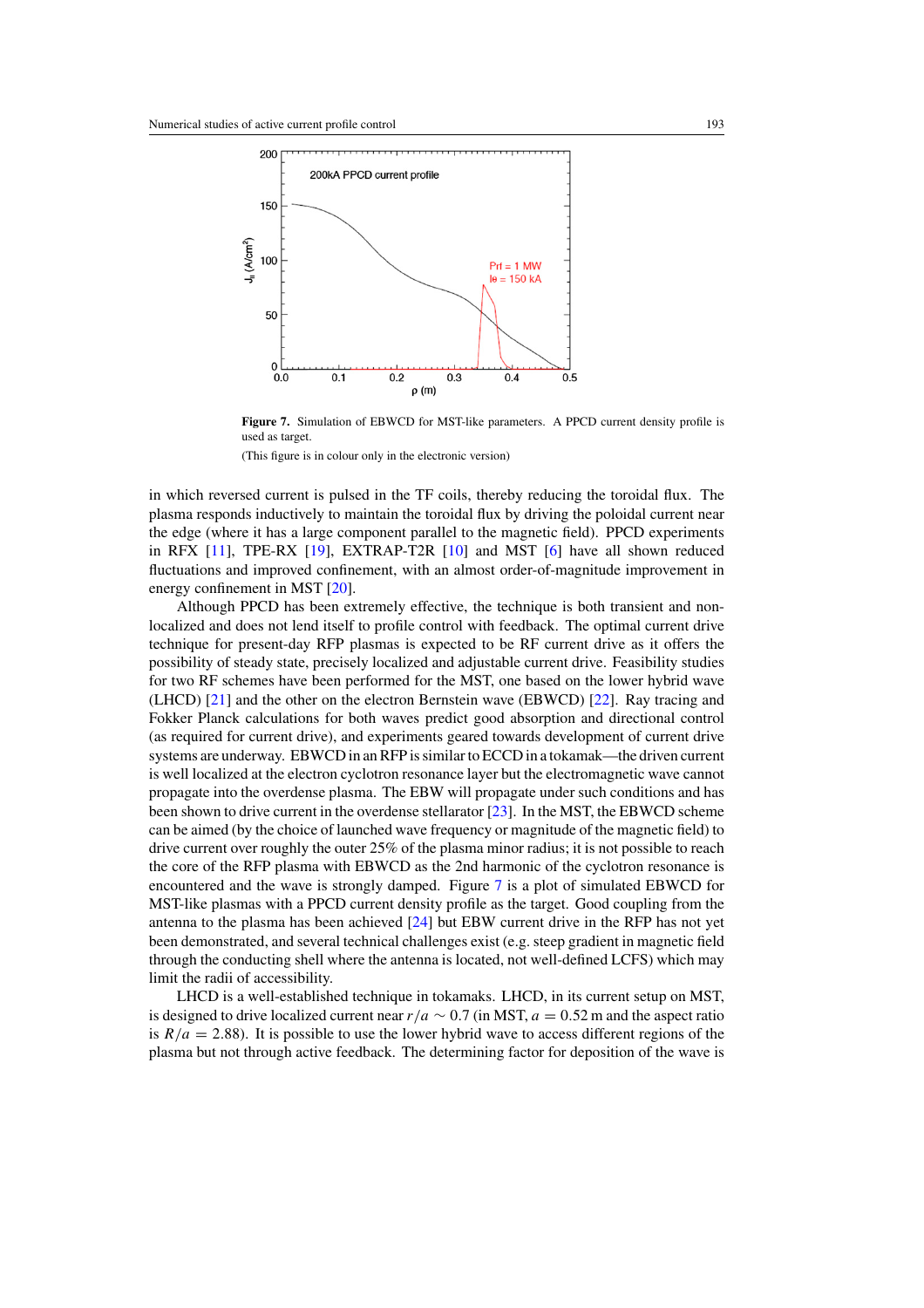**Figure 7.** Simulation of EBWCD for MST-like parameters. A PPCD current density profile is used as target.

(This figure is in colour only in the electronic version)

in which reversed current is pulsed in the TF coils, thereby reducing the toroidal flux. The plasma responds inductively to maintain the toroidal flux by driving the poloidal current near the edge (where it has a large component parallel to the magnetic field). PPCD experiments in RFX [11], TPE-RX [19], EXTRAP-T2R [10] and MST [6] have all shown reduced fluctuations and improved confinement, with an almost order-of-magnitude improvement in energy confinement in MST [20].

Although PPCD has been extremely effective, the technique is both transient and non-localized and does not lend itself to profile control with feedback. The optimal current drive technique for present-day RFP plasmas is expected to be RF current drive as it offers the possibility of steady state, precisely localized and adjustable current drive. Feasibility studies for two RF schemes have been performed for the MST, one based on the lower hybrid wave (LHCD) [21] and the other on the electron Bernstein wave (EBWCD) [22]. Ray tracing and Fokker Planck calculations for both waves predict good absorption and directional control (as required for current drive), and experiments geared towards development of current drive systems are underway. EBWCD in an RFP is similar to ECCD in a tokamak—the driven current is well localized at the electron cyclotron resonance layer but the electromagnetic wave cannot propagate into the overdense plasma. The EBW will propagate under such conditions and has been shown to drive current in the overdense stellarator [23]. In the MST, the EBWCD scheme can be aimed (by the choice of launched wave frequency or magnitude of the magnetic field) to drive current over roughly the outer 25% of the plasma minor radius; it is not possible to reach the core of the RFP plasma with EBWCD as the 2nd harmonic of the cyclotron resonance is encountered and the wave is strongly damped. Figure 7 is a plot of simulated EBWCD for MST-like plasmas with a PPCD current density profile as the target. Good coupling from the antenna to the plasma has been achieved [24] but EBW current drive in the RFP has not yet been demonstrated, and several technical challenges exist (e.g. steep gradient in magnetic field through the conducting shell where the antenna is located, not well-defined LCFS) which may limit the radii of accessibility.

LHCD is a well-established technique in tokamaks. LHCD, in its current setup on MST, is designed to drive localized current near $r/a \sim 0.7$ (in MST, $a = 0.52$ m and the aspect ratio is $R/a = 2.88$). It is possible to use the lower hybrid wave to access different regions of the plasma but not through active feedback. The determining factor for deposition of the wave is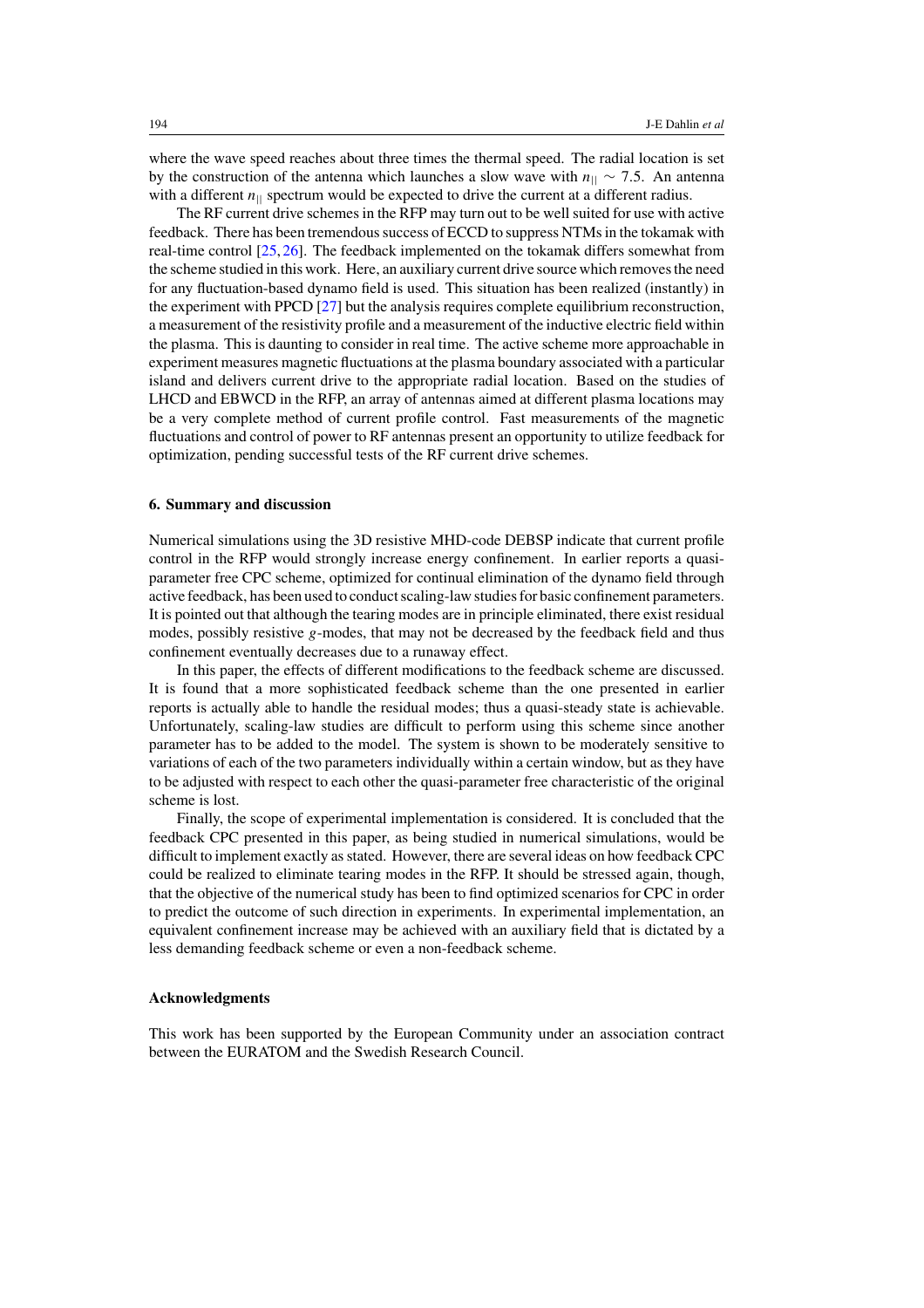where the wave speed reaches about three times the thermal speed. The radial location is set by the construction of the antenna which launches a slow wave with $n_{||} \sim 7.5$. An antenna with a different $n_{||}$ spectrum would be expected to drive the current at a different radius.

The RF current drive schemes in the RFP may turn out to be well suited for use with active feedback. There has been tremendous success of ECCD to suppress NTMs in the tokamak with real-time control [25, 26]. The feedback implemented on the tokamak differs somewhat from the scheme studied in this work. Here, an auxiliary current drive source which removes the need for any fluctuation-based dynamo field is used. This situation has been realized (instantly) in the experiment with PPCD [27] but the analysis requires complete equilibrium reconstruction, a measurement of the resistivity profile and a measurement of the inductive electric field within the plasma. This is daunting to consider in real time. The active scheme more approachable in experiment measures magnetic fluctuations at the plasma boundary associated with a particular island and delivers current drive to the appropriate radial location. Based on the studies of LHCD and EBWCD in the RFP, an array of antennas aimed at different plasma locations may be a very complete method of current profile control. Fast measurements of the magnetic fluctuations and control of power to RF antennas present an opportunity to utilize feedback for optimization, pending successful tests of the RF current drive schemes.

## 6. Summary and discussion

Numerical simulations using the 3D resistive MHD-code DEBSP indicate that current profile control in the RFP would strongly increase energy confinement. In earlier reports a quasi-parameter free CPC scheme, optimized for continual elimination of the dynamo field through active feedback, has been used to conduct scaling-law studies for basic confinement parameters. It is pointed out that although the tearing modes are in principle eliminated, there exist residual modes, possibly resistive $g$-modes, that may not be decreased by the feedback field and thus confinement eventually decreases due to a runaway effect.

In this paper, the effects of different modifications to the feedback scheme are discussed. It is found that a more sophisticated feedback scheme than the one presented in earlier reports is actually able to handle the residual modes; thus a quasi-steady state is achievable. Unfortunately, scaling-law studies are difficult to perform using this scheme since another parameter has to be added to the model. The system is shown to be moderately sensitive to variations of each of the two parameters individually within a certain window, but as they have to be adjusted with respect to each other the quasi-parameter free characteristic of the original scheme is lost.

Finally, the scope of experimental implementation is considered. It is concluded that the feedback CPC presented in this paper, as being studied in numerical simulations, would be difficult to implement exactly as stated. However, there are several ideas on how feedback CPC could be realized to eliminate tearing modes in the RFP. It should be stressed again, though, that the objective of the numerical study has been to find optimized scenarios for CPC in order to predict the outcome of such direction in experiments. In experimental implementation, an equivalent confinement increase may be achieved with an auxiliary field that is dictated by a less demanding feedback scheme or even a non-feedback scheme.

## Acknowledgments

This work has been supported by the European Community under an association contract between the EURATOM and the Swedish Research Council.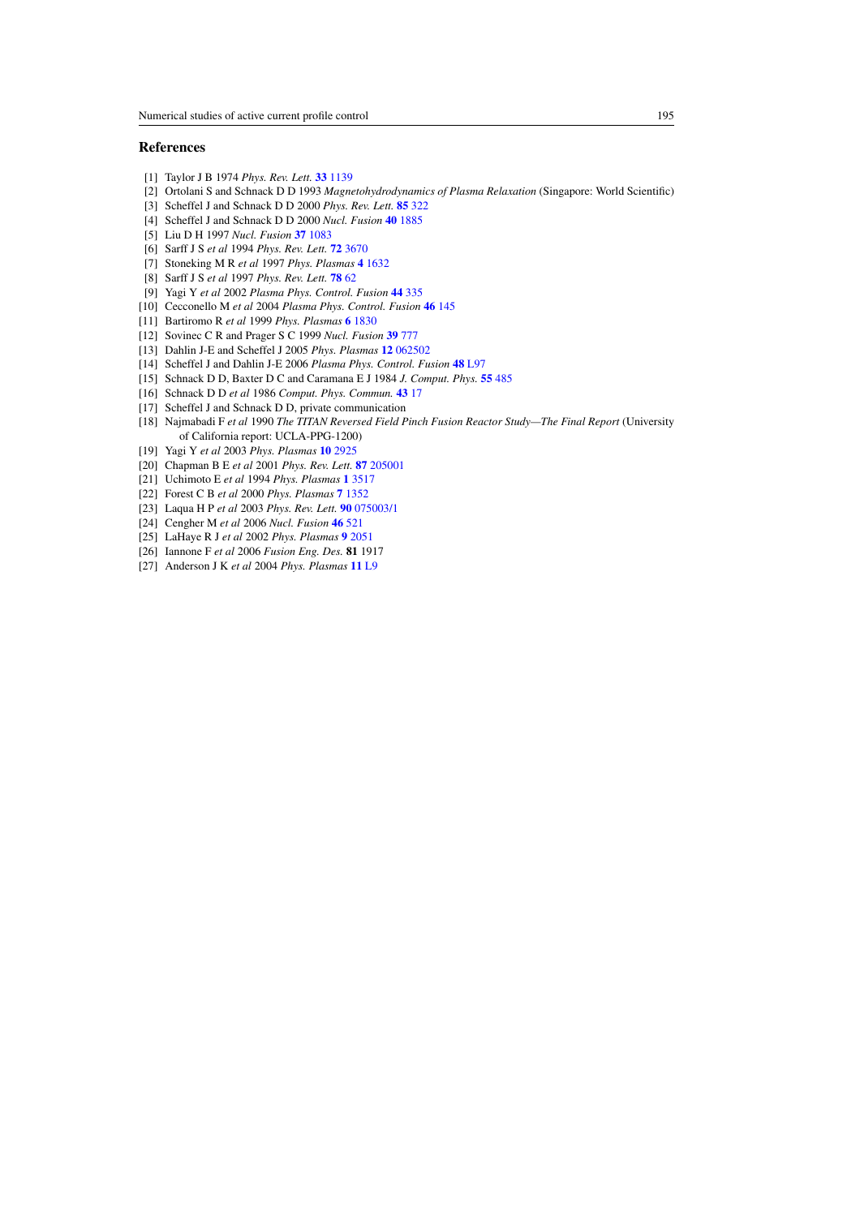## References

[1] Taylor J B 1974 *Phys. Rev. Lett.* **33** 1139

[2] Ortolani S and Schnack D D 1993 *Magnetohydrodynamics of Plasma Relaxation* (Singapore: World Scientific)

[3] Scheffel J and Schnack D D 2000 *Phys. Rev. Lett.* **85** 322

[4] Scheffel J and Schnack D D 2000 *Nucl. Fusion* **40** 1885

[5] Liu D H 1997 *Nucl. Fusion* **37** 1083

[6] Sarff J S *et al* 1994 *Phys. Rev. Lett.* **72** 3670

[7] Stoneking M R *et al* 1997 *Phys. Plasmas* **4** 1632

[8] Sarff J S *et al* 1997 *Phys. Rev. Lett.* **78** 62

[9] Yagi Y *et al* 2002 *Plasma Phys. Control. Fusion* **44** 335

[10] Cecconello M *et al* 2004 *Plasma Phys. Control. Fusion* **46** 145

[11] Bartiromo R *et al* 1999 *Phys. Plasmas* **6** 1830

[12] Sovinec C R and Prager S C 1999 *Nucl. Fusion* **39** 777

[13] Dahlin J-E and Scheffel J 2005 *Phys. Plasmas* **12** 062502

[14] Scheffel J and Dahlin J-E 2006 *Plasma Phys. Control. Fusion* **48** L97

[15] Schnack D D, Baxter D C and Caramana E J 1984 *J. Comput. Phys.* **55** 485

[16] Schnack D D *et al* 1986 *Comput. Phys. Commun.* **43** 17

[17] Scheffel J and Schnack D D, private communication

[18] Najmabadi F *et al* 1990 *The TITAN Reversed Field Pinch Fusion Reactor Study—The Final Report* (University of California report: UCLA-PPG-1200)

[19] Yagi Y *et al* 2003 *Phys. Plasmas* **10** 2925

[20] Chapman B E *et al* 2001 *Phys. Rev. Lett.* **87** 205001

[21] Uchimoto E *et al* 1994 *Phys. Plasmas* **1** 3517

[22] Forest C B *et al* 2000 *Phys. Plasmas* **7** 1352

[23] Laqua H P *et al* 2003 *Phys. Rev. Lett.* **90** 075003/1

[24] Cengher M *et al* 2006 *Nucl. Fusion* **46** 521

[25] LaHaye R J *et al* 2002 *Phys. Plasmas* **9** 2051

[26] Iannone F *et al* 2006 *Fusion Eng. Des.* **81** 1917

[27] Anderson J K *et al* 2004 *Phys. Plasmas* **11** L9